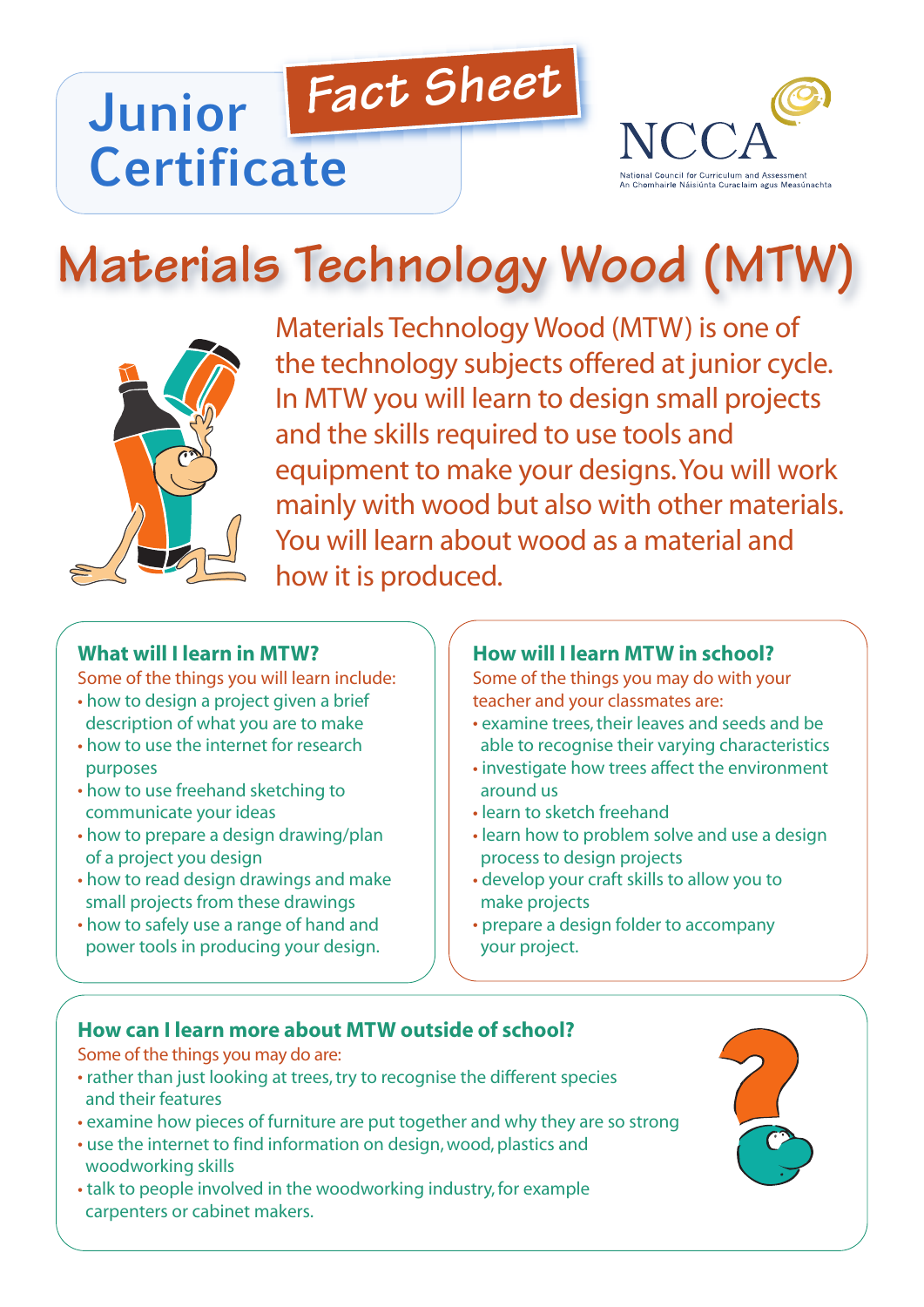# Junior Certificate Fact Sheet

NCCA

National Council for Curriculum and Assessment
An Chomhairle Náisiúnta Curaclaim agus Measúnachta

# Materials Technology Wood (MTW)

Materials Technology Wood (MTW) is one of the technology subjects offered at junior cycle. In MTW you will learn to design small projects and the skills required to use tools and equipment to make your designs. You will work mainly with wood but also with other materials. You will learn about wood as a material and how it is produced.

## What will I learn in MTW?

Some of the things you will learn include:

- how to design a project given a brief description of what you are to make
- how to use the internet for research purposes
- how to use freehand sketching to communicate your ideas
- how to prepare a design drawing/plan of a project you design
- how to read design drawings and make small projects from these drawings
- how to safely use a range of hand and power tools in producing your design.

## How will I learn MTW in school?

Some of the things you may do with your teacher and your classmates are:

- examine trees, their leaves and seeds and be able to recognise their varying characteristics
- investigate how trees affect the environment around us
- learn to sketch freehand
- learn how to problem solve and use a design process to design projects
- develop your craft skills to allow you to make projects
- prepare a design folder to accompany your project.

## How can I learn more about MTW outside of school?

Some of the things you may do are:

- rather than just looking at trees, try to recognise the different species and their features
- examine how pieces of furniture are put together and why they are so strong
- use the internet to find information on design, wood, plastics and woodworking skills
- talk to people involved in the woodworking industry, for example carpenters or cabinet makers.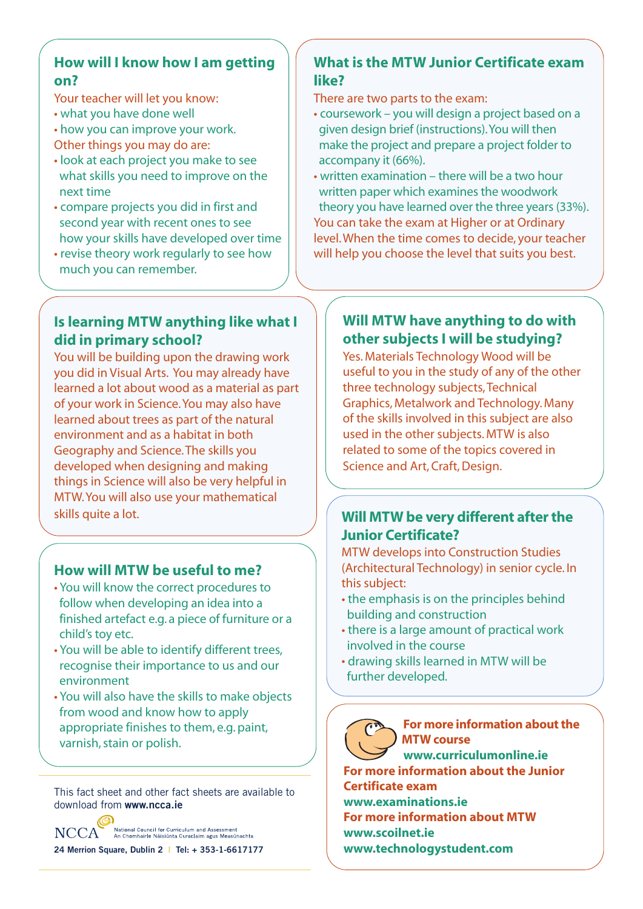## How will I know how I am getting on?

Your teacher will let you know:

- what you have done well
- how you can improve your work.

Other things you may do are:

- look at each project you make to see what skills you need to improve on the next time
- compare projects you did in first and second year with recent ones to see how your skills have developed over time
- revise theory work regularly to see how much you can remember.

## Is learning MTW anything like what I did in primary school?

You will be building upon the drawing work you did in Visual Arts. You may already have learned a lot about wood as a material as part of your work in Science. You may also have learned about trees as part of the natural environment and as a habitat in both Geography and Science. The skills you developed when designing and making things in Science will also be very helpful in MTW. You will also use your mathematical skills quite a lot.

## How will MTW be useful to me?

- You will know the correct procedures to follow when developing an idea into a finished artefact e.g. a piece of furniture or a child's toy etc.
- You will be able to identify different trees, recognise their importance to us and our environment
- You will also have the skills to make objects from wood and know how to apply appropriate finishes to them, e.g. paint, varnish, stain or polish.

This fact sheet and other fact sheets are available to download from **www.ncca.ie**

NCCA National Council for Curriculum and Assessment
An Chomhairle Náisiúnta Curaclaim agus Measúnachta

**24 Merrion Square, Dublin 2 | Tel: + 353-1-6617177**

## What is the MTW Junior Certificate exam like?

There are two parts to the exam:

- coursework – you will design a project based on a given design brief (instructions). You will then make the project and prepare a project folder to accompany it (66%).
- written examination – there will be a two hour written paper which examines the woodwork theory you have learned over the three years (33%).

You can take the exam at Higher or at Ordinary level. When the time comes to decide, your teacher will help you choose the level that suits you best.

## Will MTW have anything to do with other subjects I will be studying?

Yes. Materials Technology Wood will be useful to you in the study of any of the other three technology subjects, Technical Graphics, Metalwork and Technology. Many of the skills involved in this subject are also used in the other subjects. MTW is also related to some of the topics covered in Science and Art, Craft, Design.

## Will MTW be very different after the Junior Certificate?

MTW develops into Construction Studies (Architectural Technology) in senior cycle. In this subject:

- the emphasis is on the principles behind building and construction
- there is a large amount of practical work involved in the course
- drawing skills learned in MTW will be further developed.

**For more information about the MTW course**
**www.curriculumonline.ie**
**For more information about the Junior Certificate exam**
**www.examinations.ie**
**For more information about MTW**
**www.scoilnet.ie**
**www.technologystudent.com**